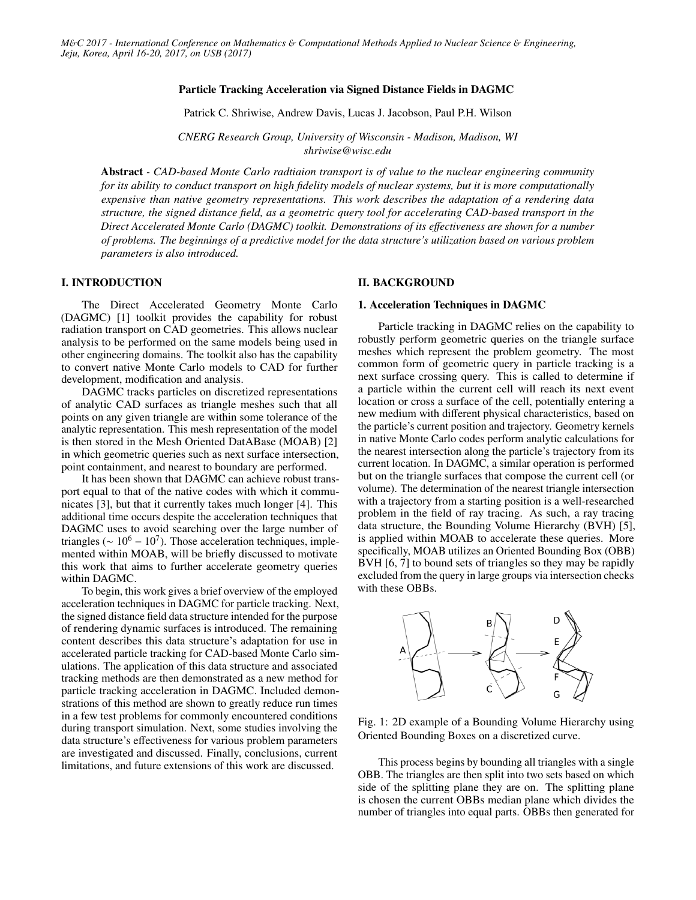# Particle Tracking Acceleration via Signed Distance Fields in DAGMC

Patrick C. Shriwise, Andrew Davis, Lucas J. Jacobson, Paul P.H. Wilson

*CNERG Research Group, University of Wisconsin - Madison, Madison, WI*
*shriwise@wisc.edu*

**Abstract** - *CAD-based Monte Carlo radtiaion transport is of value to the nuclear engineering community for its ability to conduct transport on high fidelity models of nuclear systems, but it is more computationally expensive than native geometry representations. This work describes the adaptation of a rendering data structure, the signed distance field, as a geometric query tool for accelerating CAD-based transport in the Direct Accelerated Monte Carlo (DAGMC) toolkit. Demonstrations of its effectiveness are shown for a number of problems. The beginnings of a predictive model for the data structure's utilization based on various problem parameters is also introduced.*

## I. INTRODUCTION

The Direct Accelerated Geometry Monte Carlo (DAGMC) [1] toolkit provides the capability for robust radiation transport on CAD geometries. This allows nuclear analysis to be performed on the same models being used in other engineering domains. The toolkit also has the capability to convert native Monte Carlo models to CAD for further development, modification and analysis.

DAGMC tracks particles on discretized representations of analytic CAD surfaces as triangle meshes such that all points on any given triangle are within some tolerance of the analytic representation. This mesh representation of the model is then stored in the Mesh Oriented DatABase (MOAB) [2] in which geometric queries such as next surface intersection, point containment, and nearest to boundary are performed.

It has been shown that DAGMC can achieve robust transport equal to that of the native codes with which it communicates [3], but that it currently takes much longer [4]. This additional time occurs despite the acceleration techniques that DAGMC uses to avoid searching over the large number of triangles ($\sim 10^6 - 10^7$). Those acceleration techniques, implemented within MOAB, will be briefly discussed to motivate this work that aims to further accelerate geometry queries within DAGMC.

To begin, this work gives a brief overview of the employed acceleration techniques in DAGMC for particle tracking. Next, the signed distance field data structure intended for the purpose of rendering dynamic surfaces is introduced. The remaining content describes this data structure's adaptation for use in accelerated particle tracking for CAD-based Monte Carlo simulations. The application of this data structure and associated tracking methods are then demonstrated as a new method for particle tracking acceleration in DAGMC. Included demonstrations of this method are shown to greatly reduce run times in a few test problems for commonly encountered conditions during transport simulation. Next, some studies involving the data structure's effectiveness for various problem parameters are investigated and discussed. Finally, conclusions, current limitations, and future extensions of this work are discussed.

## II. BACKGROUND

### 1. Acceleration Techniques in DAGMC

Particle tracking in DAGMC relies on the capability to robustly perform geometric queries on the triangle surface meshes which represent the problem geometry. The most common form of geometric query in particle tracking is a next surface crossing query. This is called to determine if a particle within the current cell will reach its next event location or cross a surface of the cell, potentially entering a new medium with different physical characteristics, based on the particle's current position and trajectory. Geometry kernels in native Monte Carlo codes perform analytic calculations for the nearest intersection along the particle's trajectory from its current location. In DAGMC, a similar operation is performed but on the triangle surfaces that compose the current cell (or volume). The determination of the nearest triangle intersection with a trajectory from a starting position is a well-researched problem in the field of ray tracing. As such, a ray tracing data structure, the Bounding Volume Hierarchy (BVH) [5], is applied within MOAB to accelerate these queries. More specifically, MOAB utilizes an Oriented Bounding Box (OBB) BVH [6, 7] to bound sets of triangles so they may be rapidly excluded from the query in large groups via intersection checks with these OBBs.

Fig. 1: 2D example of a Bounding Volume Hierarchy using Oriented Bounding Boxes on a discretized curve.

This process begins by bounding all triangles with a single OBB. The triangles are then split into two sets based on which side of the splitting plane they are on. The splitting plane is chosen the current OBBs median plane which divides the number of triangles into equal parts. OBBs then generated for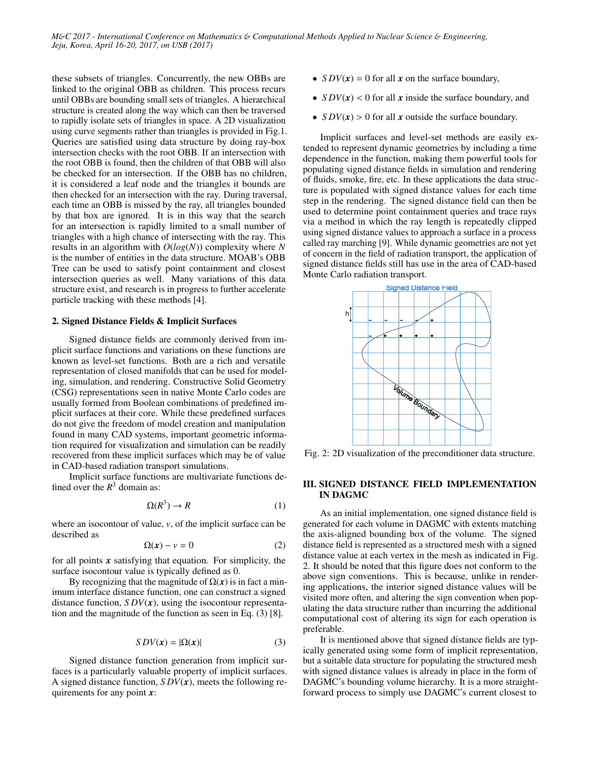these subsets of triangles. Concurrently, the new OBBs are linked to the original OBB as children. This process recurs until OBBs are bounding small sets of triangles. A hierarchical structure is created along the way which can then be traversed to rapidly isolate sets of triangles in space. A 2D visualization using curve segments rather than triangles is provided in Fig.1. Queries are satisfied using data structure by doing ray-box intersection checks with the root OBB. If an intersection with the root OBB is found, then the children of that OBB will also be checked for an intersection. If the OBB has no children, it is considered a leaf node and the triangles it bounds are then checked for an intersection with the ray. During traversal, each time an OBB is missed by the ray, all triangles bounded by that box are ignored. It is in this way that the search for an intersection is rapidly limited to a small number of triangles with a high chance of intersecting with the ray. This results in an algorithm with $O(log(N))$ complexity where $N$ is the number of entities in the data structure. MOAB's OBB Tree can be used to satisfy point containment and closest intersection queries as well. Many variations of this data structure exist, and research is in progress to further accelerate particle tracking with these methods [4].

### 2. Signed Distance Fields & Implicit Surfaces

Signed distance fields are commonly derived from implicit surface functions and variations on these functions are known as level-set functions. Both are a rich and versatile representation of closed manifolds that can be used for modeling, simulation, and rendering. Constructive Solid Geometry (CSG) representations seen in native Monte Carlo codes are usually formed from Boolean combinations of predefined implicit surfaces at their core. While these predefined surfaces do not give the freedom of model creation and manipulation found in many CAD systems, important geometric information required for visualization and simulation can be readily recovered from these implicit surfaces which may be of value in CAD-based radiation transport simulations.

Implicit surface functions are multivariate functions defined over the $R^3$ domain as:

$$\Omega(R^3) \rightarrow R \tag{1}$$

where an isocontour of value, $v$, of the implicit surface can be described as

$$\Omega(\boldsymbol{x}) - v = 0 \tag{2}$$

for all points $\boldsymbol{x}$ satisfying that equation. For simplicity, the surface isocontour value is typically defined as 0.

By recognizing that the magnitude of $\Omega(\boldsymbol{x})$ is in fact a minimum interface distance function, one can construct a signed distance function, $SDV(\boldsymbol{x})$, using the isocontour representation and the magnitude of the function as seen in Eq. (3) [8].

$$SDV(\boldsymbol{x}) = |\Omega(\boldsymbol{x})| \tag{3}$$

Signed distance function generation from implicit surfaces is a particularly valuable property of implicit surfaces. A signed distance function, $SDV(\boldsymbol{x})$, meets the following requirements for any point $\boldsymbol{x}$:

- $SDV(\boldsymbol{x}) = 0$ for all $\boldsymbol{x}$ on the surface boundary,
- $SDV(\boldsymbol{x}) < 0$ for all $\boldsymbol{x}$ inside the surface boundary, and
- $SDV(\boldsymbol{x}) > 0$ for all $\boldsymbol{x}$ outside the surface boundary.

Implicit surfaces and level-set methods are easily extended to represent dynamic geometries by including a time dependence in the function, making them powerful tools for populating signed distance fields in simulation and rendering of fluids, smoke, fire, etc. In these applications the data structure is populated with signed distance values for each time step in the rendering. The signed distance field can then be used to determine point containment queries and trace rays via a method in which the ray length is repeatedly clipped using signed distance values to approach a surface in a process called ray marching [9]. While dynamic geometries are not yet of concern in the field of radiation transport, the application of signed distance fields still has use in the area of CAD-based Monte Carlo radiation transport.

Fig. 2: 2D visualization of the preconditioner data structure.

## III. SIGNED DISTANCE FIELD IMPLEMENTATION IN DAGMC

As an initial implementation, one signed distance field is generated for each volume in DAGMC with extents matching the axis-aligned bounding box of the volume. The signed distance field is represented as a structured mesh with a signed distance value at each vertex in the mesh as indicated in Fig. 2. It should be noted that this figure does not conform to the above sign conventions. This is because, unlike in rendering applications, the interior signed distance values will be visited more often, and altering the sign convention when populating the data structure rather than incurring the additional computational cost of altering its sign for each operation is preferable.

It is mentioned above that signed distance fields are typically generated using some form of implicit representation, but a suitable data structure for populating the structured mesh with signed distance values is already in place in the form of DAGMC's bounding volume hierarchy. It is a more straightforward process to simply use DAGMC's current closest to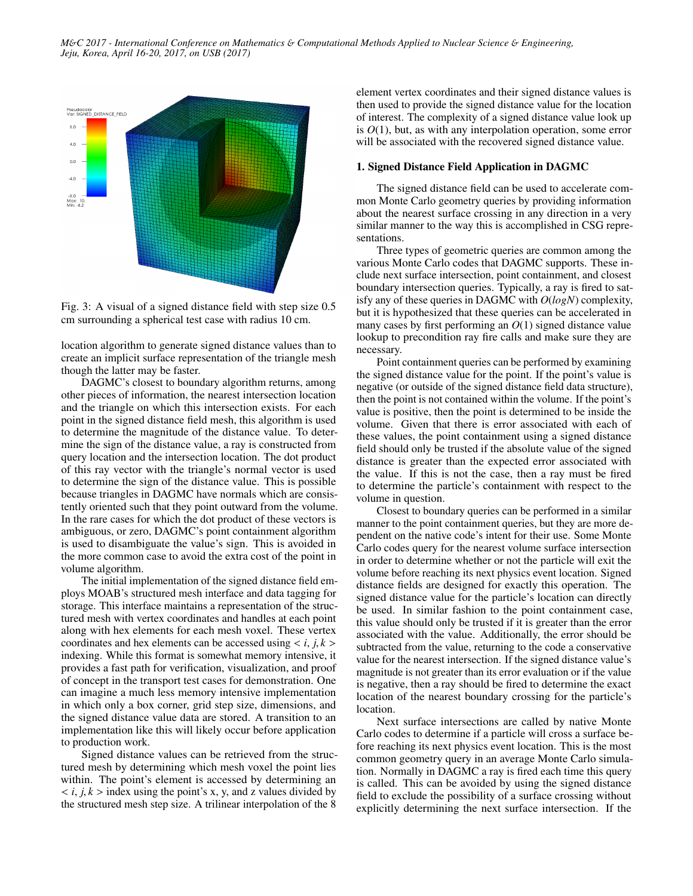Fig. 3: A visual of a signed distance field with step size 0.5 cm surrounding a spherical test case with radius 10 cm.

location algorithm to generate signed distance values than to create an implicit surface representation of the triangle mesh though the latter may be faster.

DAGMC's closest to boundary algorithm returns, among other pieces of information, the nearest intersection location and the triangle on which this intersection exists. For each point in the signed distance field mesh, this algorithm is used to determine the magnitude of the distance value. To determine the sign of the distance value, a ray is constructed from query location and the intersection location. The dot product of this ray vector with the triangle's normal vector is used to determine the sign of the distance value. This is possible because triangles in DAGMC have normals which are consistently oriented such that they point outward from the volume. In the rare cases for which the dot product of these vectors is ambiguous, or zero, DAGMC's point containment algorithm is used to disambiguate the value's sign. This is avoided in the more common case to avoid the extra cost of the point in volume algorithm.

The initial implementation of the signed distance field employs MOAB's structured mesh interface and data tagging for storage. This interface maintains a representation of the structured mesh with vertex coordinates and handles at each point along with hex elements for each mesh voxel. These vertex coordinates and hex elements can be accessed using $< i, j, k >$ indexing. While this format is somewhat memory intensive, it provides a fast path for verification, visualization, and proof of concept in the transport test cases for demonstration. One can imagine a much less memory intensive implementation in which only a box corner, grid step size, dimensions, and the signed distance value data are stored. A transition to an implementation like this will likely occur before application to production work.

Signed distance values can be retrieved from the structured mesh by determining which mesh voxel the point lies within. The point's element is accessed by determining an $< i, j, k >$ index using the point's x, y, and z values divided by the structured mesh step size. A trilinear interpolation of the 8 element vertex coordinates and their signed distance values is then used to provide the signed distance value for the location of interest. The complexity of a signed distance value look up is $O(1)$, but, as with any interpolation operation, some error will be associated with the recovered signed distance value.

## 1. Signed Distance Field Application in DAGMC

The signed distance field can be used to accelerate common Monte Carlo geometry queries by providing information about the nearest surface crossing in any direction in a very similar manner to the way this is accomplished in CSG representations.

Three types of geometric queries are common among the various Monte Carlo codes that DAGMC supports. These include next surface intersection, point containment, and closest boundary intersection queries. Typically, a ray is fired to satisfy any of these queries in DAGMC with $O(logN)$ complexity, but it is hypothesized that these queries can be accelerated in many cases by first performing an $O(1)$ signed distance value lookup to precondition ray fire calls and make sure they are necessary.

Point containment queries can be performed by examining the signed distance value for the point. If the point's value is negative (or outside of the signed distance field data structure), then the point is not contained within the volume. If the point's value is positive, then the point is determined to be inside the volume. Given that there is error associated with each of these values, the point containment using a signed distance field should only be trusted if the absolute value of the signed distance is greater than the expected error associated with the value. If this is not the case, then a ray must be fired to determine the particle's containment with respect to the volume in question.

Closest to boundary queries can be performed in a similar manner to the point containment queries, but they are more dependent on the native code's intent for their use. Some Monte Carlo codes query for the nearest volume surface intersection in order to determine whether or not the particle will exit the volume before reaching its next physics event location. Signed distance fields are designed for exactly this operation. The signed distance value for the particle's location can directly be used. In similar fashion to the point containment case, this value should only be trusted if it is greater than the error associated with the value. Additionally, the error should be subtracted from the value, returning to the code a conservative value for the nearest intersection. If the signed distance value's magnitude is not greater than its error evaluation or if the value is negative, then a ray should be fired to determine the exact location of the nearest boundary crossing for the particle's location.

Next surface intersections are called by native Monte Carlo codes to determine if a particle will cross a surface before reaching its next physics event location. This is the most common geometry query in an average Monte Carlo simulation. Normally in DAGMC a ray is fired each time this query is called. This can be avoided by using the signed distance field to exclude the possibility of a surface crossing without explicitly determining the next surface intersection. If the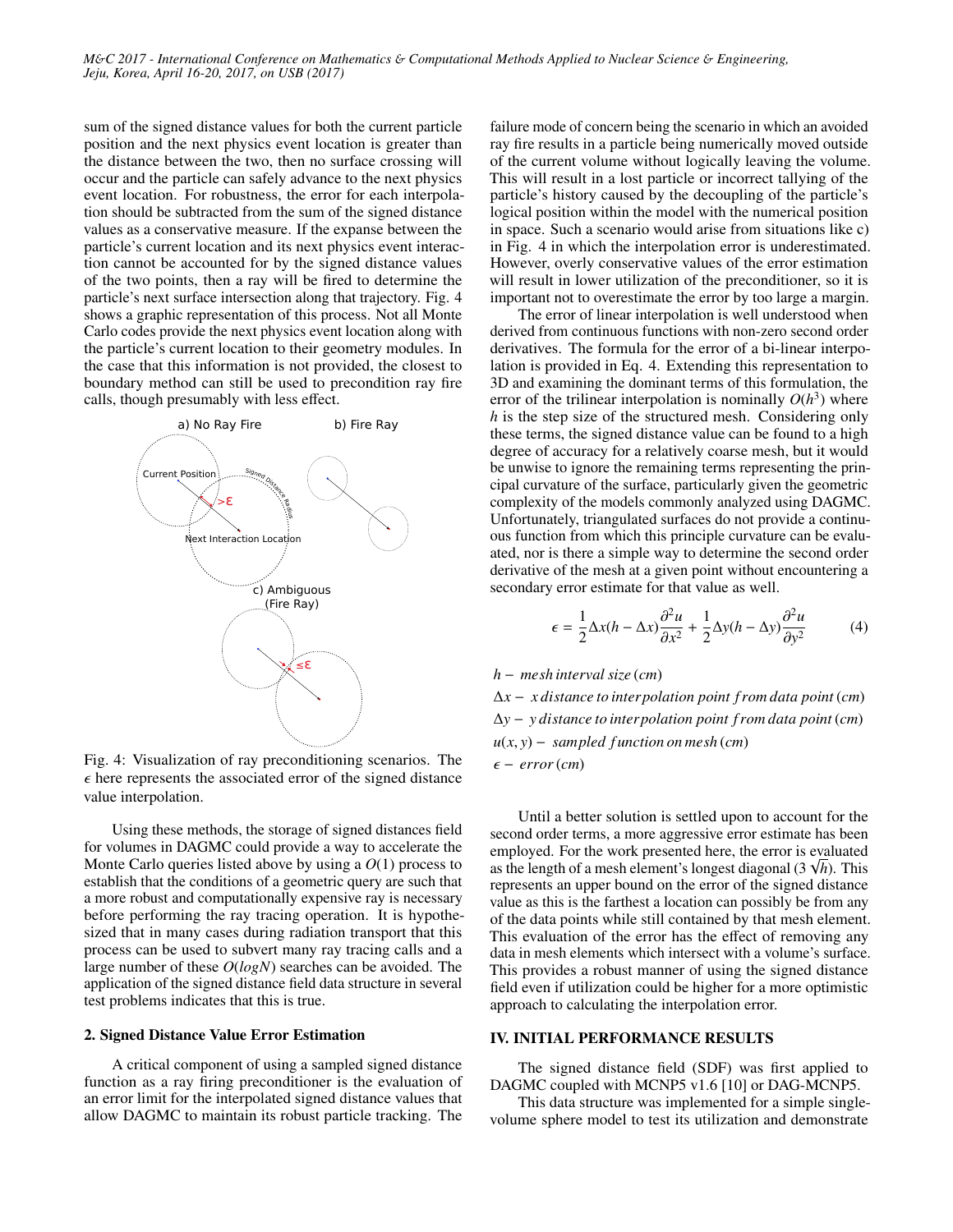sum of the signed distance values for both the current particle position and the next physics event location is greater than the distance between the two, then no surface crossing will occur and the particle can safely advance to the next physics event location. For robustness, the error for each interpolation should be subtracted from the sum of the signed distance values as a conservative measure. If the expanse between the particle's current location and its next physics event interaction cannot be accounted for by the signed distance values of the two points, then a ray will be fired to determine the particle's next surface intersection along that trajectory. Fig. 4 shows a graphic representation of this process. Not all Monte Carlo codes provide the next physics event location along with the particle's current location to their geometry modules. In the case that this information is not provided, the closest to boundary method can still be used to precondition ray fire calls, though presumably with less effect.

Fig. 4: Visualization of ray preconditioning scenarios. The $\epsilon$ here represents the associated error of the signed distance value interpolation.

Using these methods, the storage of signed distances field for volumes in DAGMC could provide a way to accelerate the Monte Carlo queries listed above by using a $O(1)$ process to establish that the conditions of a geometric query are such that a more robust and computationally expensive ray is necessary before performing the ray tracing operation. It is hypothesized that in many cases during radiation transport that this process can be used to subvert many ray tracing calls and a large number of these $O(logN)$ searches can be avoided. The application of the signed distance field data structure in several test problems indicates that this is true.

### 2. Signed Distance Value Error Estimation

A critical component of using a sampled signed distance function as a ray firing preconditioner is the evaluation of an error limit for the interpolated signed distance values that allow DAGMC to maintain its robust particle tracking. The failure mode of concern being the scenario in which an avoided ray fire results in a particle being numerically moved outside of the current volume without logically leaving the volume. This will result in a lost particle or incorrect tallying of the particle's history caused by the decoupling of the particle's logical position within the model with the numerical position in space. Such a scenario would arise from situations like c) in Fig. 4 in which the interpolation error is underestimated. However, overly conservative values of the error estimation will result in lower utilization of the preconditioner, so it is important not to overestimate the error by too large a margin.

The error of linear interpolation is well understood when derived from continuous functions with non-zero second order derivatives. The formula for the error of a bi-linear interpolation is provided in Eq. 4. Extending this representation to 3D and examining the dominant terms of this formulation, the error of the trilinear interpolation is nominally $O(h^3)$ where $h$ is the step size of the structured mesh. Considering only these terms, the signed distance value can be found to a high degree of accuracy for a relatively coarse mesh, but it would be unwise to ignore the remaining terms representing the principal curvature of the surface, particularly given the geometric complexity of the models commonly analyzed using DAGMC. Unfortunately, triangulated surfaces do not provide a continuous function from which this principle curvature can be evaluated, nor is there a simple way to determine the second order derivative of the mesh at a given point without encountering a secondary error estimate for that value as well.

$$\epsilon = \frac{1}{2}\Delta x(h - \Delta x)\frac{\partial^2 u}{\partial x^2} + \frac{1}{2}\Delta y(h - \Delta y)\frac{\partial^2 u}{\partial y^2} \tag{4}$$

$h -$ *mesh interval size* (*cm*)
$\Delta x -$ *x distance to interpolation point from data point* (*cm*)
$\Delta y -$ *y distance to interpolation point from data point* (*cm*)
$u(x, y) -$ *sampled function on mesh* (*cm*)
$\epsilon -$ *error* (*cm*)

Until a better solution is settled upon to account for the second order terms, a more aggressive error estimate has been employed. For the work presented here, the error is evaluated as the length of a mesh element's longest diagonal ($3\sqrt{h}$). This represents an upper bound on the error of the signed distance value as this is the farthest a location can possibly be from any of the data points while still contained by that mesh element. This evaluation of the error has the effect of removing any data in mesh elements which intersect with a volume's surface. This provides a robust manner of using the signed distance field even if utilization could be higher for a more optimistic approach to calculating the interpolation error.

## IV. INITIAL PERFORMANCE RESULTS

The signed distance field (SDF) was first applied to DAGMC coupled with MCNP5 v1.6 [10] or DAG-MCNP5.

This data structure was implemented for a simple single-volume sphere model to test its utilization and demonstrate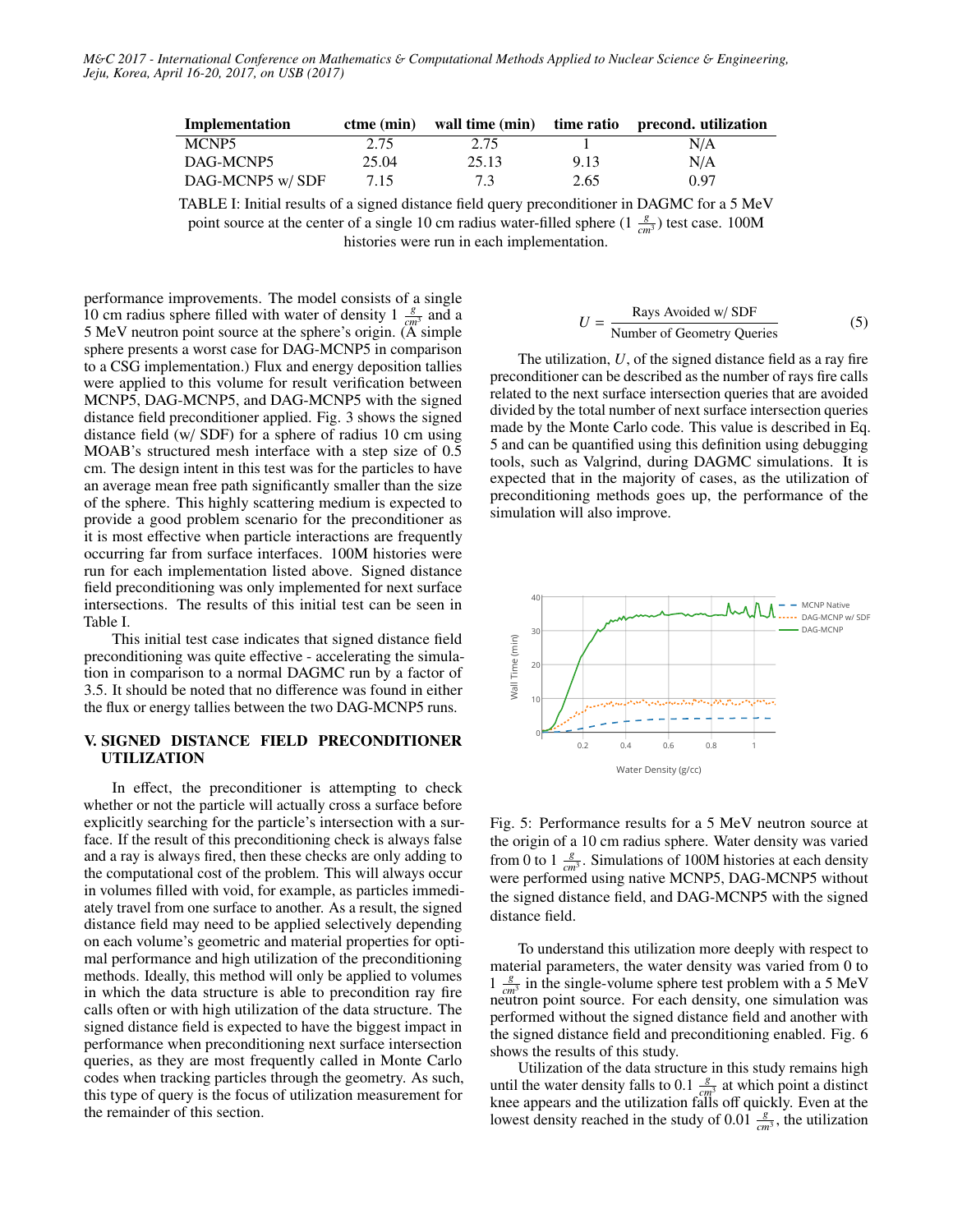| Implementation | ctme (min) | wall time (min) | time ratio | precond. utilization |
|---|---|---|---|---|
| MCNP5 | 2.75 | 2.75 | 1 | N/A |
| DAG-MCNP5 | 25.04 | 25.13 | 9.13 | N/A |
| DAG-MCNP5 w/ SDF | 7.15 | 7.3 | 2.65 | 0.97 |

TABLE I: Initial results of a signed distance field query preconditioner in DAGMC for a 5 MeV point source at the center of a single 10 cm radius water-filled sphere (1 $\frac{g}{cm^3}$) test case. 100M histories were run in each implementation.

performance improvements. The model consists of a single 10 cm radius sphere filled with water of density 1 $\frac{g}{cm^3}$ and a 5 MeV neutron point source at the sphere's origin. (A simple sphere presents a worst case for DAG-MCNP5 in comparison to a CSG implementation.) Flux and energy deposition tallies were applied to this volume for result verification between MCNP5, DAG-MCNP5, and DAG-MCNP5 with the signed distance field preconditioner applied. Fig. 3 shows the signed distance field (w/ SDF) for a sphere of radius 10 cm using MOAB's structured mesh interface with a step size of 0.5 cm. The design intent in this test was for the particles to have an average mean free path significantly smaller than the size of the sphere. This highly scattering medium is expected to provide a good problem scenario for the preconditioner as it is most effective when particle interactions are frequently occurring far from surface interfaces. 100M histories were run for each implementation listed above. Signed distance field preconditioning was only implemented for next surface intersections. The results of this initial test can be seen in Table I.

This initial test case indicates that signed distance field preconditioning was quite effective - accelerating the simulation in comparison to a normal DAGMC run by a factor of 3.5. It should be noted that no difference was found in either the flux or energy tallies between the two DAG-MCNP5 runs.

## V. SIGNED DISTANCE FIELD PRECONDITIONER UTILIZATION

In effect, the preconditioner is attempting to check whether or not the particle will actually cross a surface before explicitly searching for the particle's intersection with a surface. If the result of this preconditioning check is always false and a ray is always fired, then these checks are only adding to the computational cost of the problem. This will always occur in volumes filled with void, for example, as particles immediately travel from one surface to another. As a result, the signed distance field may need to be applied selectively depending on each volume's geometric and material properties for optimal performance and high utilization of the preconditioning methods. Ideally, this method will only be applied to volumes in which the data structure is able to precondition ray fire calls often or with high utilization of the data structure. The signed distance field is expected to have the biggest impact in performance when preconditioning next surface intersection queries, as they are most frequently called in Monte Carlo codes when tracking particles through the geometry. As such, this type of query is the focus of utilization measurement for the remainder of this section.

$$U = \frac{\text{Rays Avoided w/ SDF}}{\text{Number of Geometry Queries}} \tag{5}$$

The utilization, $U$, of the signed distance field as a ray fire preconditioner can be described as the number of rays fire calls related to the next surface intersection queries that are avoided divided by the total number of next surface intersection queries made by the Monte Carlo code. This value is described in Eq. 5 and can be quantified using this definition using debugging tools, such as Valgrind, during DAGMC simulations. It is expected that in the majority of cases, as the utilization of preconditioning methods goes up, the performance of the simulation will also improve.

Fig. 5: Performance results for a 5 MeV neutron source at the origin of a 10 cm radius sphere. Water density was varied from 0 to 1 $\frac{g}{cm^3}$. Simulations of 100M histories at each density were performed using native MCNP5, DAG-MCNP5 without the signed distance field, and DAG-MCNP5 with the signed distance field.

To understand this utilization more deeply with respect to material parameters, the water density was varied from 0 to 1 $\frac{g}{cm^3}$ in the single-volume sphere test problem with a 5 MeV neutron point source. For each density, one simulation was performed without the signed distance field and another with the signed distance field and preconditioning enabled. Fig. 6 shows the results of this study.

Utilization of the data structure in this study remains high until the water density falls to 0.1 $\frac{g}{cm^3}$ at which point a distinct knee appears and the utilization falls off quickly. Even at the lowest density reached in the study of 0.01 $\frac{g}{cm^3}$, the utilization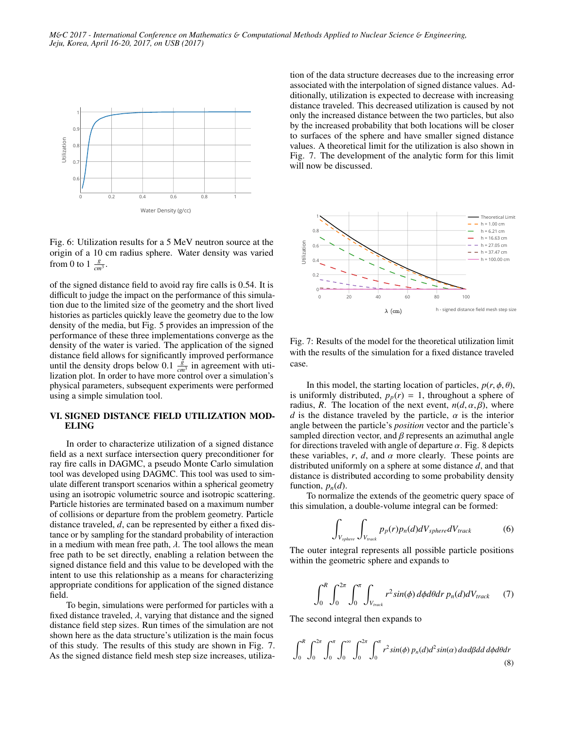Fig. 6: Utilization results for a 5 MeV neutron source at the origin of a 10 cm radius sphere. Water density was varied from 0 to 1 $\frac{g}{cm^3}$.

of the signed distance field to avoid ray fire calls is 0.54. It is difficult to judge the impact on the performance of this simulation due to the limited size of the geometry and the short lived histories as particles quickly leave the geometry due to the low density of the media, but Fig. 5 provides an impression of the performance of these three implementations converge as the density of the water is varied. The application of the signed distance field allows for significantly improved performance until the density drops below 0.1 $\frac{g}{cm^3}$ in agreement with utilization plot. In order to have more control over a simulation's physical parameters, subsequent experiments were performed using a simple simulation tool.

## VI. SIGNED DISTANCE FIELD UTILIZATION MODELING

In order to characterize utilization of a signed distance field as a next surface intersection query preconditioner for ray fire calls in DAGMC, a pseudo Monte Carlo simulation tool was developed using DAGMC. This tool was used to simulate different transport scenarios within a spherical geometry using an isotropic volumetric source and isotropic scattering. Particle histories are terminated based on a maximum number of collisions or departure from the problem geometry. Particle distance traveled, $d$, can be represented by either a fixed distance or by sampling for the standard probability of interaction in a medium with mean free path, $\lambda$. The tool allows the mean free path to be set directly, enabling a relation between the signed distance field and this value to be developed with the intent to use this relationship as a means for characterizing appropriate conditions for application of the signed distance field.

To begin, simulations were performed for particles with a fixed distance traveled, $\lambda$, varying that distance and the signed distance field step sizes. Run times of the simulation are not shown here as the data structure's utilization is the main focus of this study. The results of this study are shown in Fig. 7. As the signed distance field mesh step size increases, utilization of the data structure decreases due to the increasing error associated with the interpolation of signed distance values. Additionally, utilization is expected to decrease with increasing distance traveled. This decreased utilization is caused by not only the increased distance between the two particles, but also by the increased probability that both locations will be closer to surfaces of the sphere and have smaller signed distance values. A theoretical limit for the utilization is also shown in Fig. 7. The development of the analytic form for this limit will now be discussed.

Fig. 7: Results of the model for the theoretical utilization limit with the results of the simulation for a fixed distance traveled case.

In this model, the starting location of particles, $p(r, \phi, \theta)$, is uniformly distributed, $p_p(r) = 1$, throughout a sphere of radius, $R$. The location of the next event, $n(d, \alpha, \beta)$, where $d$ is the distance traveled by the particle, $\alpha$ is the interior angle between the particle's *position* vector and the particle's sampled direction vector, and $\beta$ represents an azimuthal angle for directions traveled with angle of departure $\alpha$. Fig. 8 depicts these variables, $r$, $d$, and $\alpha$ more clearly. These points are distributed uniformly on a sphere at some distance $d$, and that distance is distributed according to some probability density function, $p_n(d)$.

To normalize the extends of the geometric query space of this simulation, a double-volume integral can be formed:

$$\int_{V_{sphere}} \int_{V_{track}} p_p(r) p_n(d) dV_{sphere} dV_{track} \tag{6}$$

The outer integral represents all possible particle positions within the geometric sphere and expands to

$$\int_0^R \int_0^{2\pi} \int_0^{\pi} \int_{V_{track}} r^2 sin(\phi)\, d\phi d\theta dr\; p_n(d) dV_{track} \tag{7}$$

The second integral then expands to

$$\int_0^R \int_0^{2\pi} \int_0^{\pi} \int_0^{\infty} \int_0^{2\pi} \int_0^{\pi} r^2 sin(\phi)\, p_n(d) d^2 sin(\alpha)\, d\alpha d\beta dd\, d\phi d\theta dr \tag{8}$$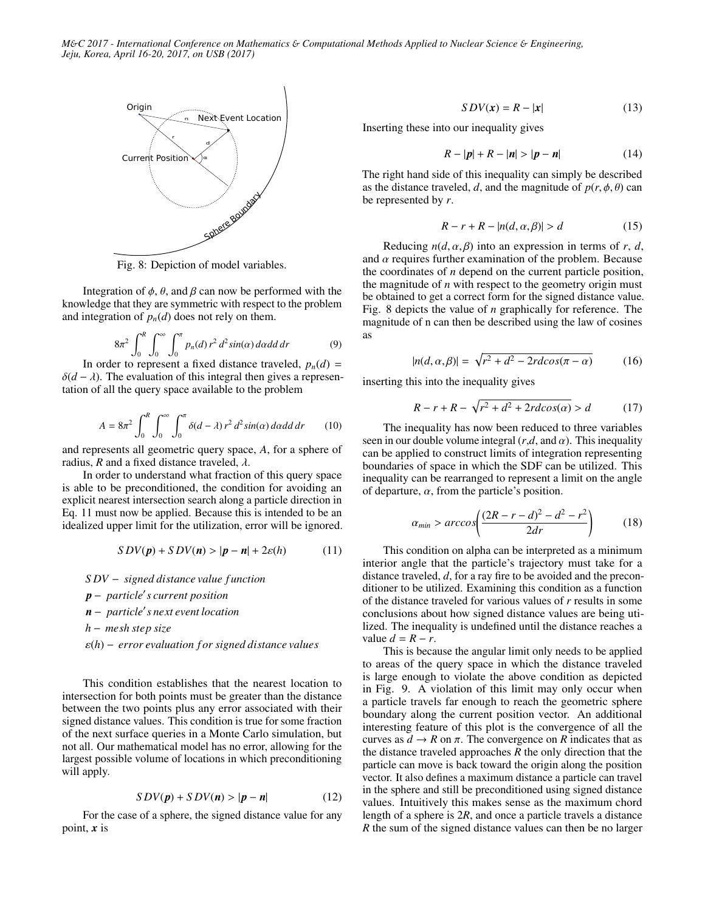Fig. 8: Depiction of model variables.

Integration of $\phi$, $\theta$, and $\beta$ can now be performed with the knowledge that they are symmetric with respect to the problem and integration of $p_n(d)$ does not rely on them.

$$8\pi^2 \int_0^R \int_0^\infty \int_0^\pi p_n(d)\, r^2\, d^2 sin(\alpha)\, d\alpha dd\, dr \tag{9}$$

In order to represent a fixed distance traveled, $p_n(d) = \delta(d - \lambda)$. The evaluation of this integral then gives a representation of all the query space available to the problem

$$A = 8\pi^2 \int_0^R \int_0^\infty \int_0^\pi \delta(d - \lambda)\, r^2\, d^2 sin(\alpha)\, d\alpha dd\, dr \tag{10}$$

and represents all geometric query space, $A$, for a sphere of radius, $R$ and a fixed distance traveled, $\lambda$.

In order to understand what fraction of this query space is able to be preconditioned, the condition for avoiding an explicit nearest intersection search along a particle direction in Eq. 11 must now be applied. Because this is intended to be an idealized upper limit for the utilization, error will be ignored.

$$SDV(\boldsymbol{p}) + SDV(\boldsymbol{n}) > |\boldsymbol{p} - \boldsymbol{n}| + 2\varepsilon(h) \tag{11}$$

$SDV -$ *signed distance value function*

$\boldsymbol{p} -$ *particle's current position*

$\boldsymbol{n} -$ *particle's next event location*

$h -$ *mesh step size*

$\varepsilon(h) -$ *error evaluation for signed distance values*

This condition establishes that the nearest location to intersection for both points must be greater than the distance between the two points plus any error associated with their signed distance values. This condition is true for some fraction of the next surface queries in a Monte Carlo simulation, but not all. Our mathematical model has no error, allowing for the largest possible volume of locations in which preconditioning will apply.

$$SDV(\boldsymbol{p}) + SDV(\boldsymbol{n}) > |\boldsymbol{p} - \boldsymbol{n}| \tag{12}$$

For the case of a sphere, the signed distance value for any point, $\boldsymbol{x}$ is

$$SDV(\boldsymbol{x}) = R - |\boldsymbol{x}| \tag{13}$$

Inserting these into our inequality gives

$$R - |\boldsymbol{p}| + R - |\boldsymbol{n}| > |\boldsymbol{p} - \boldsymbol{n}| \tag{14}$$

The right hand side of this inequality can simply be described as the distance traveled, $d$, and the magnitude of $p(r, \phi, \theta)$ can be represented by $r$.

$$R - r + R - |n(d, \alpha, \beta)| > d \tag{15}$$

Reducing $n(d, \alpha, \beta)$ into an expression in terms of $r$, $d$, and $\alpha$ requires further examination of the problem. Because the coordinates of $n$ depend on the current particle position, the magnitude of $n$ with respect to the geometry origin must be obtained to get a correct form for the signed distance value. Fig. 8 depicts the value of $n$ graphically for reference. The magnitude of n can then be described using the law of cosines as

$$|n(d, \alpha, \beta)| = \sqrt{r^2 + d^2 - 2rdcos(\pi - \alpha)} \tag{16}$$

inserting this into the inequality gives

$$R - r + R - \sqrt{r^2 + d^2 + 2rdcos(\alpha)} > d \tag{17}$$

The inequality has now been reduced to three variables seen in our double volume integral ($r$,$d$, and $\alpha$). This inequality can be applied to construct limits of integration representing boundaries of space in which the SDF can be utilized. This inequality can be rearranged to represent a limit on the angle of departure, $\alpha$, from the particle's position.

$$\alpha_{min} > arccos\left(\frac{(2R - r - d)^2 - d^2 - r^2}{2dr}\right) \tag{18}$$

This condition on alpha can be interpreted as a minimum interior angle that the particle's trajectory must take for a distance traveled, $d$, for a ray fire to be avoided and the preconditioner to be utilized. Examining this condition as a function of the distance traveled for various values of $r$ results in some conclusions about how signed distance values are being utilized. The inequality is undefined until the distance reaches a value $d = R - r$.

This is because the angular limit only needs to be applied to areas of the query space in which the distance traveled is large enough to violate the above condition as depicted in Fig. 9. A violation of this limit may only occur when a particle travels far enough to reach the geometric sphere boundary along the current position vector. An additional interesting feature of this plot is the convergence of all the curves as $d \rightarrow R$ on $\pi$. The convergence on $R$ indicates that as the distance traveled approaches $R$ the only direction that the particle can move is back toward the origin along the position vector. It also defines a maximum distance a particle can travel in the sphere and still be preconditioned using signed distance values. Intuitively this makes sense as the maximum chord length of a sphere is $2R$, and once a particle travels a distance $R$ the sum of the signed distance values can then be no larger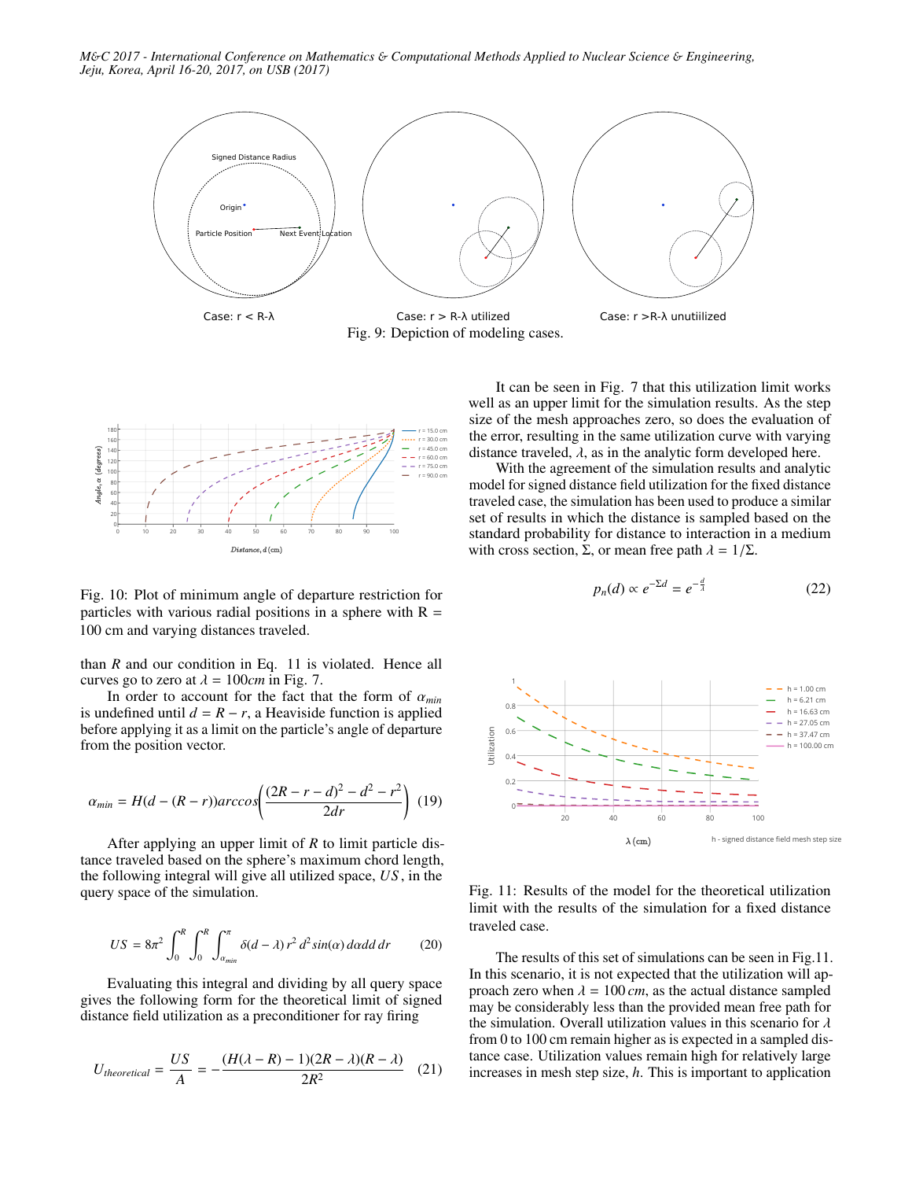Case: r < R-λ    Case: r > R-λ utilized    Case: r >R-λ unutiilized

Fig. 9: Depiction of modeling cases.

Fig. 10: Plot of minimum angle of departure restriction for particles with various radial positions in a sphere with R = 100 cm and varying distances traveled.

than $R$ and our condition in Eq. 11 is violated. Hence all curves go to zero at $\lambda = 100cm$ in Fig. 7.

In order to account for the fact that the form of $\alpha_{min}$ is undefined until $d = R - r$, a Heaviside function is applied before applying it as a limit on the particle's angle of departure from the position vector.

$$\alpha_{min} = H(d - (R - r))arccos\left(\frac{(2R - r - d)^2 - d^2 - r^2}{2dr}\right) \quad (19)$$

After applying an upper limit of $R$ to limit particle distance traveled based on the sphere's maximum chord length, the following integral will give all utilized space, $US$, in the query space of the simulation.

$$US = 8\pi^2 \int_0^R \int_0^R \int_{\alpha_{min}}^{\pi} \delta(d - \lambda)\, r^2\, d^2 sin(\alpha)\, d\alpha dd\, dr \quad (20)$$

Evaluating this integral and dividing by all query space gives the following form for the theoretical limit of signed distance field utilization as a preconditioner for ray firing

$$U_{theoretical} = \frac{US}{A} = -\frac{(H(\lambda - R) - 1)(2R - \lambda)(R - \lambda)}{2R^2} \quad (21)$$

It can be seen in Fig. 7 that this utilization limit works well as an upper limit for the simulation results. As the step size of the mesh approaches zero, so does the evaluation of the error, resulting in the same utilization curve with varying distance traveled, $\lambda$, as in the analytic form developed here.

With the agreement of the simulation results and analytic model for signed distance field utilization for the fixed distance traveled case, the simulation has been used to produce a similar set of results in which the distance is sampled based on the standard probability for distance to interaction in a medium with cross section, $\Sigma$, or mean free path $\lambda = 1/\Sigma$.

$$p_n(d) \propto e^{-\Sigma d} = e^{-\frac{d}{\lambda}} \quad (22)$$

Fig. 11: Results of the model for the theoretical utilization limit with the results of the simulation for a fixed distance traveled case.

The results of this set of simulations can be seen in Fig.11. In this scenario, it is not expected that the utilization will approach zero when $\lambda = 100\,cm$, as the actual distance sampled may be considerably less than the provided mean free path for the simulation. Overall utilization values in this scenario for $\lambda$ from 0 to 100 cm remain higher as is expected in a sampled distance case. Utilization values remain high for relatively large increases in mesh step size, $h$. This is important to application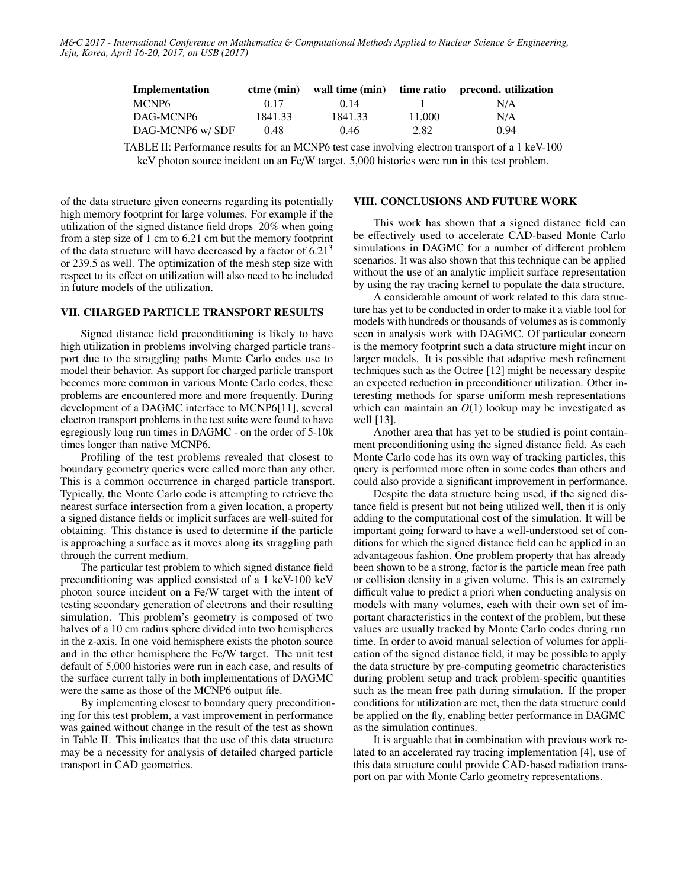| Implementation | ctme (min) | wall time (min) | time ratio | precond. utilization |
|---|---|---|---|---|
| MCNP6 | 0.17 | 0.14 | 1 | N/A |
| DAG-MCNP6 | 1841.33 | 1841.33 | 11,000 | N/A |
| DAG-MCNP6 w/ SDF | 0.48 | 0.46 | 2.82 | 0.94 |

TABLE II: Performance results for an MCNP6 test case involving electron transport of a 1 keV-100 keV photon source incident on an Fe/W target. 5,000 histories were run in this test problem.

of the data structure given concerns regarding its potentially high memory footprint for large volumes. For example if the utilization of the signed distance field drops 20% when going from a step size of 1 cm to 6.21 cm but the memory footprint of the data structure will have decreased by a factor of $6.21^3$ or 239.5 as well. The optimization of the mesh step size with respect to its effect on utilization will also need to be included in future models of the utilization.

## VII. CHARGED PARTICLE TRANSPORT RESULTS

Signed distance field preconditioning is likely to have high utilization in problems involving charged particle transport due to the straggling paths Monte Carlo codes use to model their behavior. As support for charged particle transport becomes more common in various Monte Carlo codes, these problems are encountered more and more frequently. During development of a DAGMC interface to MCNP6[11], several electron transport problems in the test suite were found to have egregiously long run times in DAGMC - on the order of 5-10k times longer than native MCNP6.

Profiling of the test problems revealed that closest to boundary geometry queries were called more than any other. This is a common occurrence in charged particle transport. Typically, the Monte Carlo code is attempting to retrieve the nearest surface intersection from a given location, a property a signed distance fields or implicit surfaces are well-suited for obtaining. This distance is used to determine if the particle is approaching a surface as it moves along its straggling path through the current medium.

The particular test problem to which signed distance field preconditioning was applied consisted of a 1 keV-100 keV photon source incident on a Fe/W target with the intent of testing secondary generation of electrons and their resulting simulation. This problem's geometry is composed of two halves of a 10 cm radius sphere divided into two hemispheres in the z-axis. In one void hemisphere exists the photon source and in the other hemisphere the Fe/W target. The unit test default of 5,000 histories were run in each case, and results of the surface current tally in both implementations of DAGMC were the same as those of the MCNP6 output file.

By implementing closest to boundary query preconditioning for this test problem, a vast improvement in performance was gained without change in the result of the test as shown in Table II. This indicates that the use of this data structure may be a necessity for analysis of detailed charged particle transport in CAD geometries.

## VIII. CONCLUSIONS AND FUTURE WORK

This work has shown that a signed distance field can be effectively used to accelerate CAD-based Monte Carlo simulations in DAGMC for a number of different problem scenarios. It was also shown that this technique can be applied without the use of an analytic implicit surface representation by using the ray tracing kernel to populate the data structure.

A considerable amount of work related to this data structure has yet to be conducted in order to make it a viable tool for models with hundreds or thousands of volumes as is commonly seen in analysis work with DAGMC. Of particular concern is the memory footprint such a data structure might incur on larger models. It is possible that adaptive mesh refinement techniques such as the Octree [12] might be necessary despite an expected reduction in preconditioner utilization. Other interesting methods for sparse uniform mesh representations which can maintain an $O(1)$ lookup may be investigated as well [13].

Another area that has yet to be studied is point containment preconditioning using the signed distance field. As each Monte Carlo code has its own way of tracking particles, this query is performed more often in some codes than others and could also provide a significant improvement in performance.

Despite the data structure being used, if the signed distance field is present but not being utilized well, then it is only adding to the computational cost of the simulation. It will be important going forward to have a well-understood set of conditions for which the signed distance field can be applied in an advantageous fashion. One problem property that has already been shown to be a strong, factor is the particle mean free path or collision density in a given volume. This is an extremely difficult value to predict a priori when conducting analysis on models with many volumes, each with their own set of important characteristics in the context of the problem, but these values are usually tracked by Monte Carlo codes during run time. In order to avoid manual selection of volumes for application of the signed distance field, it may be possible to apply the data structure by pre-computing geometric characteristics during problem setup and track problem-specific quantities such as the mean free path during simulation. If the proper conditions for utilization are met, then the data structure could be applied on the fly, enabling better performance in DAGMC as the simulation continues.

It is arguable that in combination with previous work related to an accelerated ray tracing implementation [4], use of this data structure could provide CAD-based radiation transport on par with Monte Carlo geometry representations.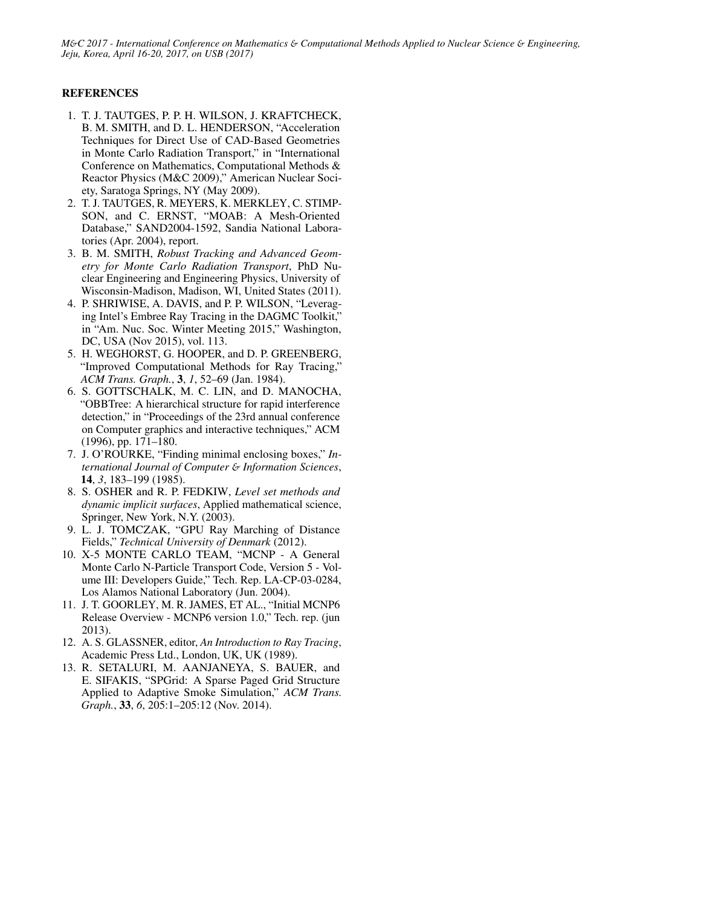## REFERENCES

1. T. J. TAUTGES, P. P. H. WILSON, J. KRAFTCHECK, B. M. SMITH, and D. L. HENDERSON, "Acceleration Techniques for Direct Use of CAD-Based Geometries in Monte Carlo Radiation Transport," in "International Conference on Mathematics, Computational Methods & Reactor Physics (M&C 2009)," American Nuclear Society, Saratoga Springs, NY (May 2009).
2. T. J. TAUTGES, R. MEYERS, K. MERKLEY, C. STIMPSON, and C. ERNST, "MOAB: A Mesh-Oriented Database," SAND2004-1592, Sandia National Laboratories (Apr. 2004), report.
3. B. M. SMITH, *Robust Tracking and Advanced Geometry for Monte Carlo Radiation Transport*, PhD Nuclear Engineering and Engineering Physics, University of Wisconsin-Madison, Madison, WI, United States (2011).
4. P. SHRIWISE, A. DAVIS, and P. P. WILSON, "Leveraging Intel's Embree Ray Tracing in the DAGMC Toolkit," in "Am. Nuc. Soc. Winter Meeting 2015," Washington, DC, USA (Nov 2015), vol. 113.
5. H. WEGHORST, G. HOOPER, and D. P. GREENBERG, "Improved Computational Methods for Ray Tracing," *ACM Trans. Graph.*, **3**, *1*, 52–69 (Jan. 1984).
6. S. GOTTSCHALK, M. C. LIN, and D. MANOCHA, "OBBTree: A hierarchical structure for rapid interference detection," in "Proceedings of the 23rd annual conference on Computer graphics and interactive techniques," ACM (1996), pp. 171–180.
7. J. O'ROURKE, "Finding minimal enclosing boxes," *International Journal of Computer & Information Sciences*, **14**, *3*, 183–199 (1985).
8. S. OSHER and R. P. FEDKIW, *Level set methods and dynamic implicit surfaces*, Applied mathematical science, Springer, New York, N.Y. (2003).
9. L. J. TOMCZAK, "GPU Ray Marching of Distance Fields," *Technical University of Denmark* (2012).
10. X-5 MONTE CARLO TEAM, "MCNP - A General Monte Carlo N-Particle Transport Code, Version 5 - Volume III: Developers Guide," Tech. Rep. LA-CP-03-0284, Los Alamos National Laboratory (Jun. 2004).
11. J. T. GOORLEY, M. R. JAMES, ET AL., "Initial MCNP6 Release Overview - MCNP6 version 1.0," Tech. rep. (jun 2013).
12. A. S. GLASSNER, editor, *An Introduction to Ray Tracing*, Academic Press Ltd., London, UK, UK (1989).
13. R. SETALURI, M. AANJANEYA, S. BAUER, and E. SIFAKIS, "SPGrid: A Sparse Paged Grid Structure Applied to Adaptive Smoke Simulation," *ACM Trans. Graph.*, **33**, *6*, 205:1–205:12 (Nov. 2014).